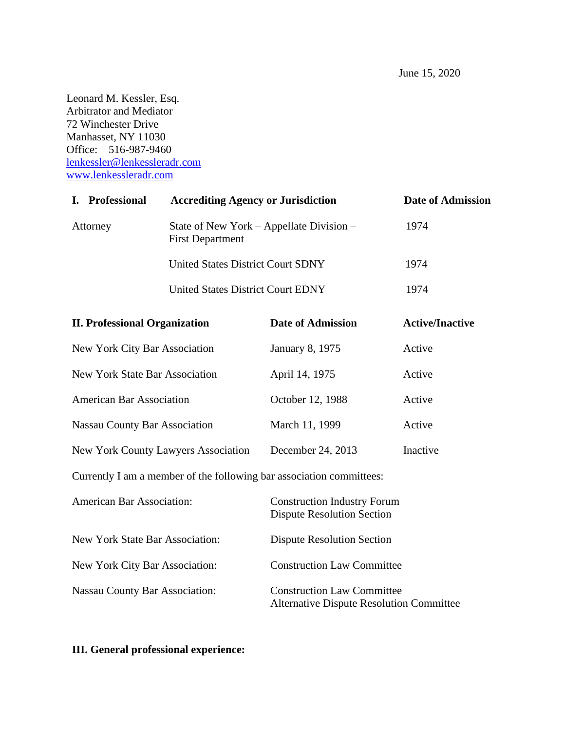June 15, 2020

Leonard M. Kessler, Esq.
Arbitrator and Mediator
72 Winchester Drive
Manhasset, NY 11030
Office: 516-987-9460
lenkessler@lenkessleradr.com
www.lenkessleradr.com

| **I. Professional** | **Accrediting Agency or Jurisdiction** | **Date of Admission** |
|---|---|---|
| Attorney | State of New York – Appellate Division – First Department | 1974 |
| | United States District Court SDNY | 1974 |
| | United States District Court EDNY | 1974 |

| **II. Professional Organization** | **Date of Admission** | **Active/Inactive** |
|---|---|---|
| New York City Bar Association | January 8, 1975 | Active |
| New York State Bar Association | April 14, 1975 | Active |
| American Bar Association | October 12, 1988 | Active |
| Nassau County Bar Association | March 11, 1999 | Active |
| New York County Lawyers Association | December 24, 2013 | Inactive |

Currently I am a member of the following bar association committees:

| | |
|---|---|
| American Bar Association: | Construction Industry Forum<br>Dispute Resolution Section |
| New York State Bar Association: | Dispute Resolution Section |
| New York City Bar Association: | Construction Law Committee |
| Nassau County Bar Association: | Construction Law Committee<br>Alternative Dispute Resolution Committee |

**III. General professional experience:**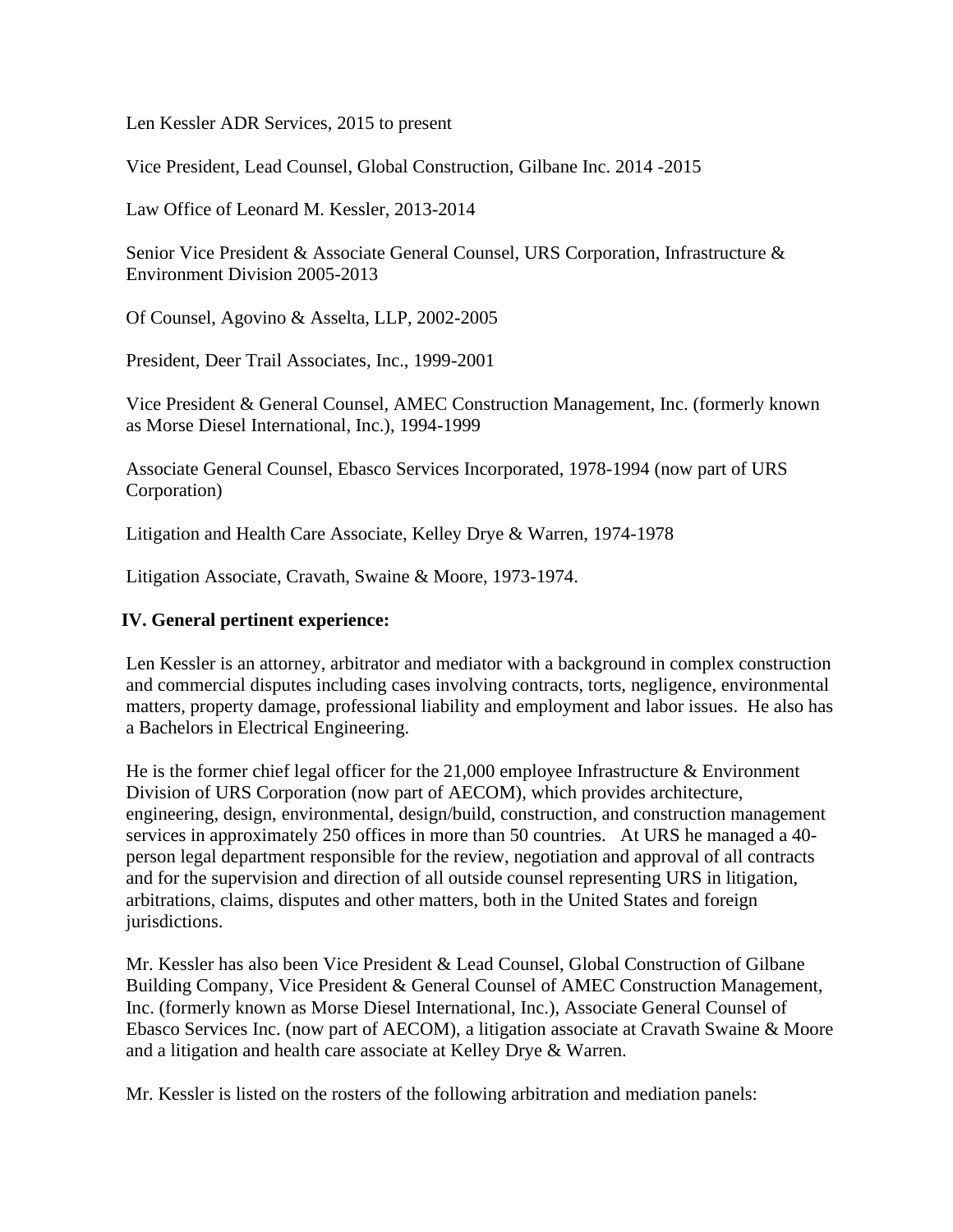Len Kessler ADR Services, 2015 to present

Vice President, Lead Counsel, Global Construction, Gilbane Inc. 2014 -2015

Law Office of Leonard M. Kessler, 2013-2014

Senior Vice President & Associate General Counsel, URS Corporation, Infrastructure & Environment Division 2005-2013

Of Counsel, Agovino & Asselta, LLP, 2002-2005

President, Deer Trail Associates, Inc., 1999-2001

Vice President & General Counsel, AMEC Construction Management, Inc. (formerly known as Morse Diesel International, Inc.), 1994-1999

Associate General Counsel, Ebasco Services Incorporated, 1978-1994 (now part of URS Corporation)

Litigation and Health Care Associate, Kelley Drye & Warren, 1974-1978

Litigation Associate, Cravath, Swaine & Moore, 1973-1974.

**IV. General pertinent experience:**

Len Kessler is an attorney, arbitrator and mediator with a background in complex construction and commercial disputes including cases involving contracts, torts, negligence, environmental matters, property damage, professional liability and employment and labor issues. He also has a Bachelors in Electrical Engineering.

He is the former chief legal officer for the 21,000 employee Infrastructure & Environment Division of URS Corporation (now part of AECOM), which provides architecture, engineering, design, environmental, design/build, construction, and construction management services in approximately 250 offices in more than 50 countries. At URS he managed a 40-person legal department responsible for the review, negotiation and approval of all contracts and for the supervision and direction of all outside counsel representing URS in litigation, arbitrations, claims, disputes and other matters, both in the United States and foreign jurisdictions.

Mr. Kessler has also been Vice President & Lead Counsel, Global Construction of Gilbane Building Company, Vice President & General Counsel of AMEC Construction Management, Inc. (formerly known as Morse Diesel International, Inc.), Associate General Counsel of Ebasco Services Inc. (now part of AECOM), a litigation associate at Cravath Swaine & Moore and a litigation and health care associate at Kelley Drye & Warren.

Mr. Kessler is listed on the rosters of the following arbitration and mediation panels: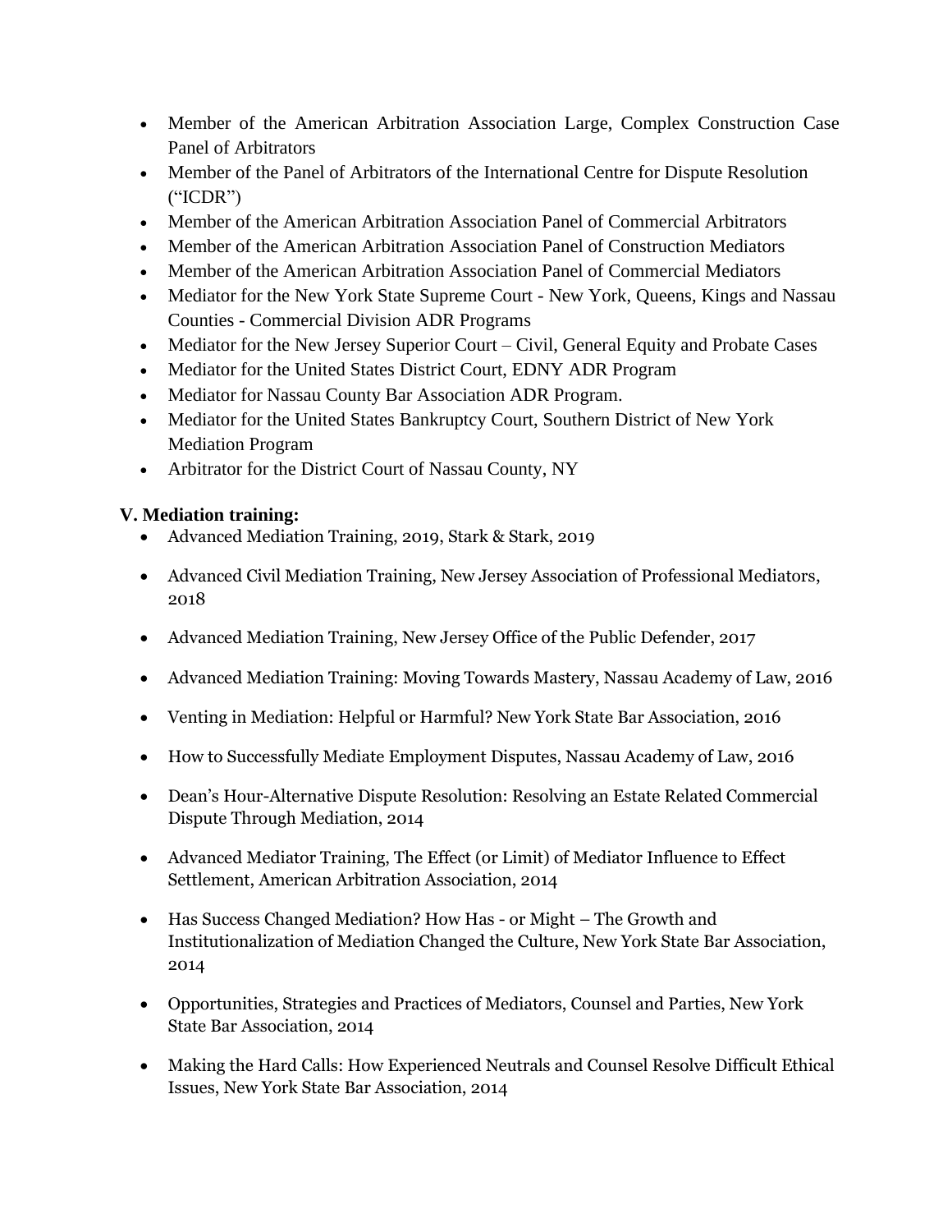- Member of the American Arbitration Association Large, Complex Construction Case Panel of Arbitrators
- Member of the Panel of Arbitrators of the International Centre for Dispute Resolution ("ICDR")
- Member of the American Arbitration Association Panel of Commercial Arbitrators
- Member of the American Arbitration Association Panel of Construction Mediators
- Member of the American Arbitration Association Panel of Commercial Mediators
- Mediator for the New York State Supreme Court - New York, Queens, Kings and Nassau Counties - Commercial Division ADR Programs
- Mediator for the New Jersey Superior Court – Civil, General Equity and Probate Cases
- Mediator for the United States District Court, EDNY ADR Program
- Mediator for Nassau County Bar Association ADR Program.
- Mediator for the United States Bankruptcy Court, Southern District of New York Mediation Program
- Arbitrator for the District Court of Nassau County, NY

**V. Mediation training:**

- Advanced Mediation Training, 2019, Stark & Stark, 2019
- Advanced Civil Mediation Training, New Jersey Association of Professional Mediators, 2018
- Advanced Mediation Training, New Jersey Office of the Public Defender, 2017
- Advanced Mediation Training: Moving Towards Mastery, Nassau Academy of Law, 2016
- Venting in Mediation: Helpful or Harmful? New York State Bar Association, 2016
- How to Successfully Mediate Employment Disputes, Nassau Academy of Law, 2016
- Dean's Hour-Alternative Dispute Resolution: Resolving an Estate Related Commercial Dispute Through Mediation, 2014
- Advanced Mediator Training, The Effect (or Limit) of Mediator Influence to Effect Settlement, American Arbitration Association, 2014
- Has Success Changed Mediation? How Has - or Might – The Growth and Institutionalization of Mediation Changed the Culture, New York State Bar Association, 2014
- Opportunities, Strategies and Practices of Mediators, Counsel and Parties, New York State Bar Association, 2014
- Making the Hard Calls: How Experienced Neutrals and Counsel Resolve Difficult Ethical Issues, New York State Bar Association, 2014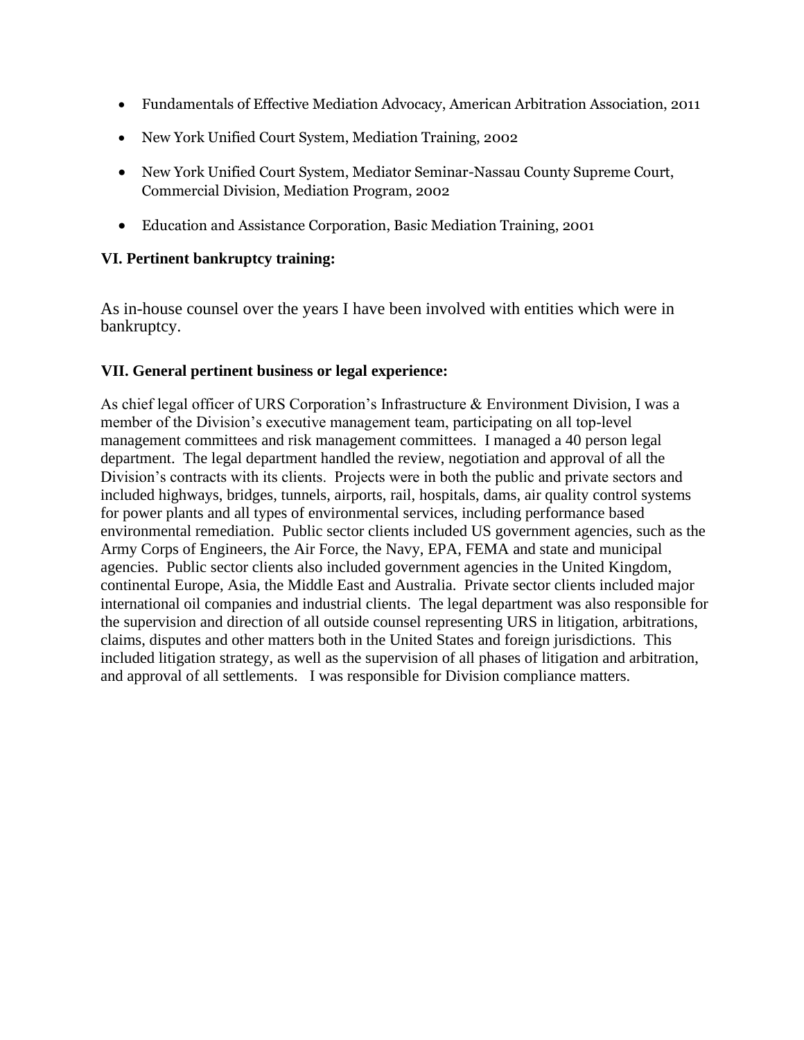- Fundamentals of Effective Mediation Advocacy, American Arbitration Association, 2011
- New York Unified Court System, Mediation Training, 2002
- New York Unified Court System, Mediator Seminar-Nassau County Supreme Court, Commercial Division, Mediation Program, 2002
- Education and Assistance Corporation, Basic Mediation Training, 2001

**VI. Pertinent bankruptcy training:**

As in-house counsel over the years I have been involved with entities which were in bankruptcy.

**VII. General pertinent business or legal experience:**

As chief legal officer of URS Corporation's Infrastructure & Environment Division, I was a member of the Division's executive management team, participating on all top-level management committees and risk management committees. I managed a 40 person legal department. The legal department handled the review, negotiation and approval of all the Division's contracts with its clients. Projects were in both the public and private sectors and included highways, bridges, tunnels, airports, rail, hospitals, dams, air quality control systems for power plants and all types of environmental services, including performance based environmental remediation. Public sector clients included US government agencies, such as the Army Corps of Engineers, the Air Force, the Navy, EPA, FEMA and state and municipal agencies. Public sector clients also included government agencies in the United Kingdom, continental Europe, Asia, the Middle East and Australia. Private sector clients included major international oil companies and industrial clients. The legal department was also responsible for the supervision and direction of all outside counsel representing URS in litigation, arbitrations, claims, disputes and other matters both in the United States and foreign jurisdictions. This included litigation strategy, as well as the supervision of all phases of litigation and arbitration, and approval of all settlements. I was responsible for Division compliance matters.